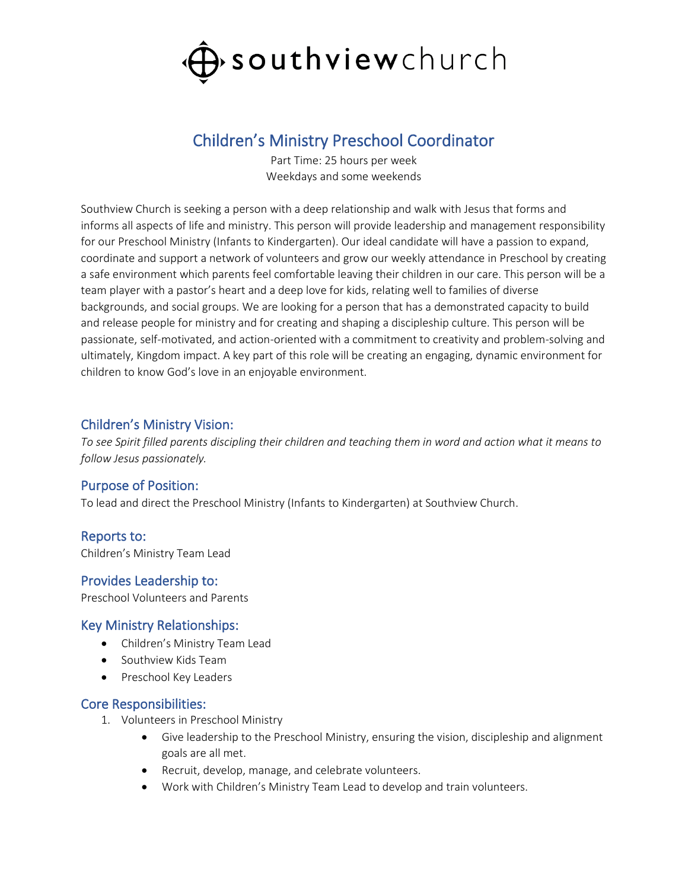# southviewchurch

## Children's Ministry Preschool Coordinator

Part Time: 25 hours per week
Weekdays and some weekends

Southview Church is seeking a person with a deep relationship and walk with Jesus that forms and informs all aspects of life and ministry. This person will provide leadership and management responsibility for our Preschool Ministry (Infants to Kindergarten). Our ideal candidate will have a passion to expand, coordinate and support a network of volunteers and grow our weekly attendance in Preschool by creating a safe environment which parents feel comfortable leaving their children in our care. This person will be a team player with a pastor's heart and a deep love for kids, relating well to families of diverse backgrounds, and social groups. We are looking for a person that has a demonstrated capacity to build and release people for ministry and for creating and shaping a discipleship culture. This person will be passionate, self-motivated, and action-oriented with a commitment to creativity and problem-solving and ultimately, Kingdom impact. A key part of this role will be creating an engaging, dynamic environment for children to know God's love in an enjoyable environment.

### Children's Ministry Vision:

*To see Spirit filled parents discipling their children and teaching them in word and action what it means to follow Jesus passionately.*

### Purpose of Position:

To lead and direct the Preschool Ministry (Infants to Kindergarten) at Southview Church.

### Reports to:

Children's Ministry Team Lead

### Provides Leadership to:

Preschool Volunteers and Parents

### Key Ministry Relationships:

- Children's Ministry Team Lead
- Southview Kids Team
- Preschool Key Leaders

### Core Responsibilities:

1. Volunteers in Preschool Ministry
    - Give leadership to the Preschool Ministry, ensuring the vision, discipleship and alignment goals are all met.
    - Recruit, develop, manage, and celebrate volunteers.
    - Work with Children's Ministry Team Lead to develop and train volunteers.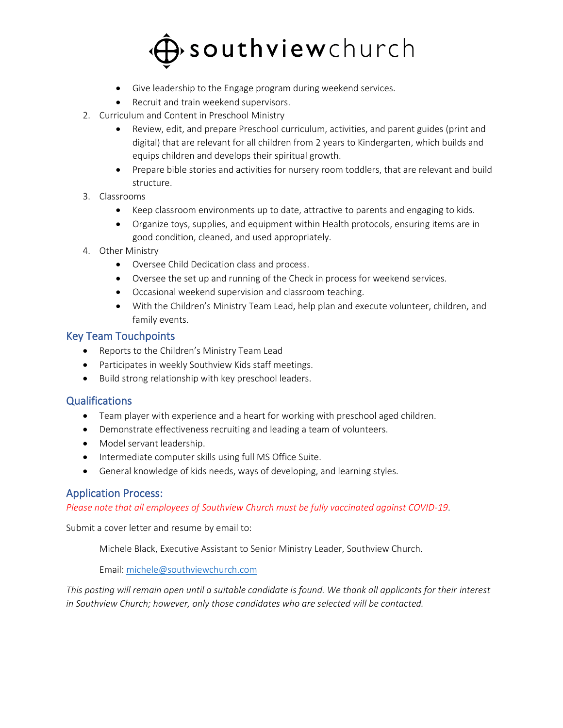- Give leadership to the Engage program during weekend services.
- Recruit and train weekend supervisors.

2. Curriculum and Content in Preschool Ministry
   - Review, edit, and prepare Preschool curriculum, activities, and parent guides (print and digital) that are relevant for all children from 2 years to Kindergarten, which builds and equips children and develops their spiritual growth.
   - Prepare bible stories and activities for nursery room toddlers, that are relevant and build structure.
3. Classrooms
   - Keep classroom environments up to date, attractive to parents and engaging to kids.
   - Organize toys, supplies, and equipment within Health protocols, ensuring items are in good condition, cleaned, and used appropriately.
4. Other Ministry
   - Oversee Child Dedication class and process.
   - Oversee the set up and running of the Check in process for weekend services.
   - Occasional weekend supervision and classroom teaching.
   - With the Children's Ministry Team Lead, help plan and execute volunteer, children, and family events.

## Key Team Touchpoints

- Reports to the Children's Ministry Team Lead
- Participates in weekly Southview Kids staff meetings.
- Build strong relationship with key preschool leaders.

## Qualifications

- Team player with experience and a heart for working with preschool aged children.
- Demonstrate effectiveness recruiting and leading a team of volunteers.
- Model servant leadership.
- Intermediate computer skills using full MS Office Suite.
- General knowledge of kids needs, ways of developing, and learning styles.

## Application Process:

*Please note that all employees of Southview Church must be fully vaccinated against COVID-19*.

Submit a cover letter and resume by email to:

Michele Black, Executive Assistant to Senior Ministry Leader, Southview Church.

Email: michele@southviewchurch.com

*This posting will remain open until a suitable candidate is found. We thank all applicants for their interest in Southview Church; however, only those candidates who are selected will be contacted.*